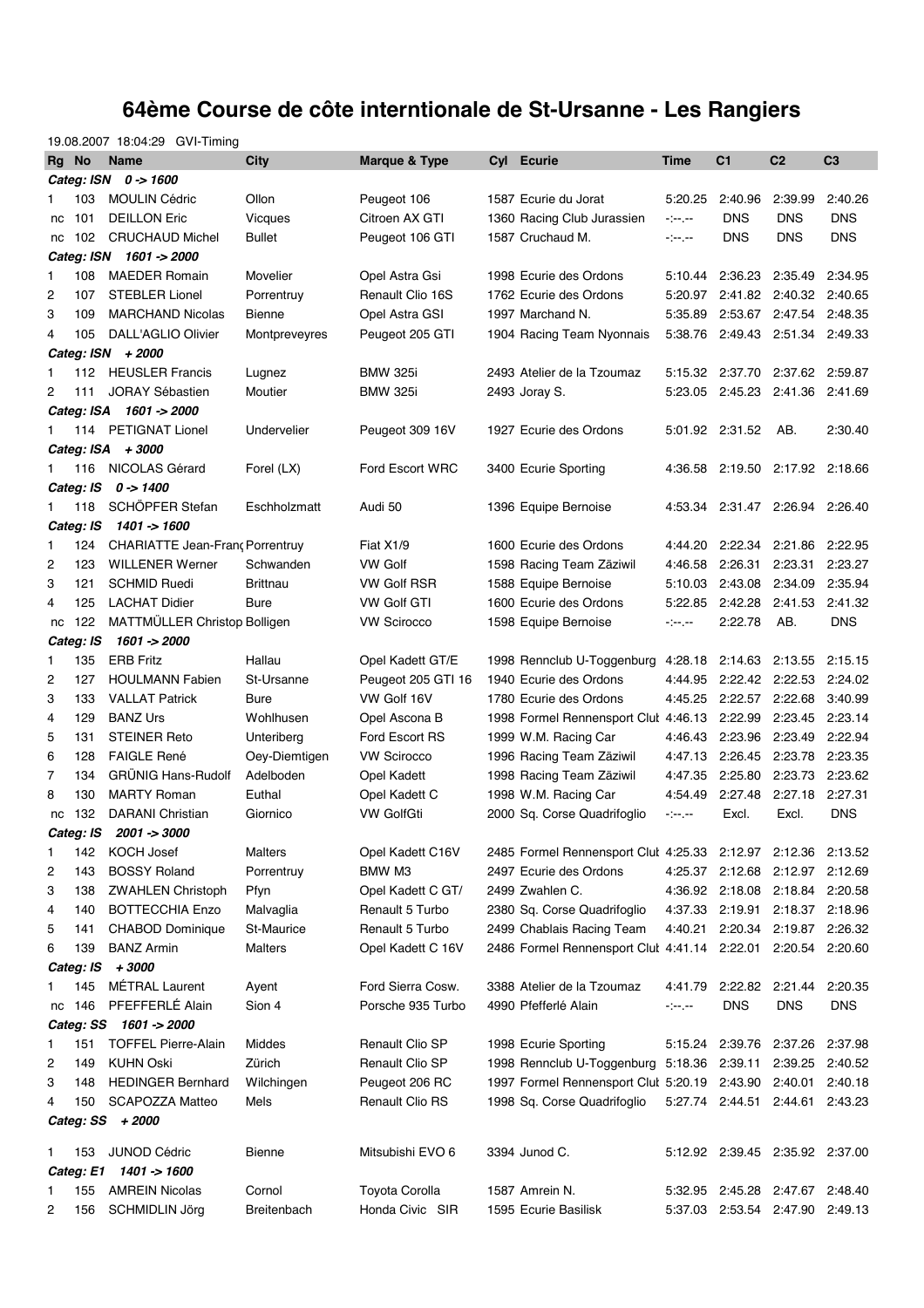# 64ème Course de côte interntionale de St-Ursanne - Les Rangiers

19.08.2007 18:04:29 GVI-Timing

| Rg | No | Name | City | Marque & Type | Cyl | Ecurie | Time | C1 | C2 | C3 |
|---|---|---|---|---|---|---|---|---|---|---|
| **Categ: ISN 0 -> 1600** | | | | | | | | | | |
| 1 | 103 | MOULIN Cédric | Ollon | Peugeot 106 | 1587 | Ecurie du Jorat | 5:20.25 | 2:40.96 | 2:39.99 | 2:40.26 |
| nc | 101 | DEILLON Eric | Vicques | Citroen AX GTI | 1360 | Racing Club Jurassien | -:--.-- | DNS | DNS | DNS |
| nc | 102 | CRUCHAUD Michel | Bullet | Peugeot 106 GTI | 1587 | Cruchaud M. | -:--.-- | DNS | DNS | DNS |
| **Categ: ISN 1601 -> 2000** | | | | | | | | | | |
| 1 | 108 | MAEDER Romain | Movelier | Opel Astra Gsi | 1998 | Ecurie des Ordons | 5:10.44 | 2:36.23 | 2:35.49 | 2:34.95 |
| 2 | 107 | STEBLER Lionel | Porrentruy | Renault Clio 16S | 1762 | Ecurie des Ordons | 5:20.97 | 2:41.82 | 2:40.32 | 2:40.65 |
| 3 | 109 | MARCHAND Nicolas | Bienne | Opel Astra GSI | 1997 | Marchand N. | 5:35.89 | 2:53.67 | 2:47.54 | 2:48.35 |
| 4 | 105 | DALL'AGLIO Olivier | Montpreveyres | Peugeot 205 GTI | 1904 | Racing Team Nyonnais | 5:38.76 | 2:49.43 | 2:51.34 | 2:49.33 |
| **Categ: ISN + 2000** | | | | | | | | | | |
| 1 | 112 | HEUSLER Francis | Lugnez | BMW 325i | 2493 | Atelier de la Tzoumaz | 5:15.32 | 2:37.70 | 2:37.62 | 2:59.87 |
| 2 | 111 | JORAY Sébastien | Moutier | BMW 325i | 2493 | Joray S. | 5:23.05 | 2:45.23 | 2:41.36 | 2:41.69 |
| **Categ: ISA 1601 -> 2000** | | | | | | | | | | |
| 1 | 114 | PETIGNAT Lionel | Undervelier | Peugeot 309 16V | 1927 | Ecurie des Ordons | 5:01.92 | 2:31.52 | AB. | 2:30.40 |
| **Categ: ISA + 3000** | | | | | | | | | | |
| 1 | 116 | NICOLAS Gérard | Forel (LX) | Ford Escort WRC | 3400 | Ecurie Sporting | 4:36.58 | 2:19.50 | 2:17.92 | 2:18.66 |
| **Categ: IS 0 -> 1400** | | | | | | | | | | |
| 1 | 118 | SCHÖPFER Stefan | Eschholzmatt | Audi 50 | 1396 | Equipe Bernoise | 4:53.34 | 2:31.47 | 2:26.94 | 2:26.40 |
| **Categ: IS 1401 -> 1600** | | | | | | | | | | |
| 1 | 124 | CHARIATTE Jean-Franç | Porrentruy | Fiat X1/9 | 1600 | Ecurie des Ordons | 4:44.20 | 2:22.34 | 2:21.86 | 2:22.95 |
| 2 | 123 | WILLENER Werner | Schwanden | VW Golf | 1598 | Racing Team Zäziwil | 4:46.58 | 2:26.31 | 2:23.31 | 2:23.27 |
| 3 | 121 | SCHMID Ruedi | Brittnau | VW Golf RSR | 1588 | Equipe Bernoise | 5:10.03 | 2:43.08 | 2:34.09 | 2:35.94 |
| 4 | 125 | LACHAT Didier | Bure | VW Golf GTI | 1600 | Ecurie des Ordons | 5:22.85 | 2:42.28 | 2:41.53 | 2:41.32 |
| nc | 122 | MATTMÜLLER Christop | Bolligen | VW Scirocco | 1598 | Equipe Bernoise | -:--.-- | 2:22.78 | AB. | DNS |
| **Categ: IS 1601 -> 2000** | | | | | | | | | | |
| 1 | 135 | ERB Fritz | Hallau | Opel Kadett GT/E | 1998 | Rennclub U-Toggenburg | 4:28.18 | 2:14.63 | 2:13.55 | 2:15.15 |
| 2 | 127 | HOULMANN Fabien | St-Ursanne | Peugeot 205 GTI 16 | 1940 | Ecurie des Ordons | 4:44.95 | 2:22.42 | 2:22.53 | 2:24.02 |
| 3 | 133 | VALLAT Patrick | Bure | VW Golf 16V | 1780 | Ecurie des Ordons | 4:45.25 | 2:22.57 | 2:22.68 | 3:40.99 |
| 4 | 129 | BANZ Urs | Wohlhusen | Opel Ascona B | 1998 | Formel Rennensport Clut | 4:46.13 | 2:22.99 | 2:23.45 | 2:23.14 |
| 5 | 131 | STEINER Reto | Unteriberg | Ford Escort RS | 1999 | W.M. Racing Car | 4:46.43 | 2:23.96 | 2:23.49 | 2:22.94 |
| 6 | 128 | FAIGLE René | Oey-Diemtigen | VW Scirocco | 1996 | Racing Team Zäziwil | 4:47.13 | 2:26.45 | 2:23.78 | 2:23.35 |
| 7 | 134 | GRÜNIG Hans-Rudolf | Adelboden | Opel Kadett | 1998 | Racing Team Zäziwil | 4:47.35 | 2:25.80 | 2:23.73 | 2:23.62 |
| 8 | 130 | MARTY Roman | Euthal | Opel Kadett C | 1998 | W.M. Racing Car | 4:54.49 | 2:27.48 | 2:27.18 | 2:27.31 |
| nc | 132 | DARANI Christian | Giornico | VW GolfGti | 2000 | Sq. Corse Quadrifoglio | -:--.-- | Excl. | Excl. | DNS |
| **Categ: IS 2001 -> 3000** | | | | | | | | | | |
| 1 | 142 | KOCH Josef | Malters | Opel Kadett C16V | 2485 | Formel Rennensport Clut | 4:25.33 | 2:12.97 | 2:12.36 | 2:13.52 |
| 2 | 143 | BOSSY Roland | Porrentruy | BMW M3 | 2497 | Ecurie des Ordons | 4:25.37 | 2:12.68 | 2:12.97 | 2:12.69 |
| 3 | 138 | ZWAHLEN Christoph | Pfyn | Opel Kadett C GT/ | 2499 | Zwahlen C. | 4:36.92 | 2:18.08 | 2:18.84 | 2:20.58 |
| 4 | 140 | BOTTECCHIA Enzo | Malvaglia | Renault 5 Turbo | 2380 | Sq. Corse Quadrifoglio | 4:37.33 | 2:19.91 | 2:18.37 | 2:18.96 |
| 5 | 141 | CHABOD Dominique | St-Maurice | Renault 5 Turbo | 2499 | Chablais Racing Team | 4:40.21 | 2:20.34 | 2:19.87 | 2:26.32 |
| 6 | 139 | BANZ Armin | Malters | Opel Kadett C 16V | 2486 | Formel Rennensport Clut | 4:41.14 | 2:22.01 | 2:20.54 | 2:20.60 |
| **Categ: IS + 3000** | | | | | | | | | | |
| 1 | 145 | MÉTRAL Laurent | Ayent | Ford Sierra Cosw. | 3388 | Atelier de la Tzoumaz | 4:41.79 | 2:22.82 | 2:21.44 | 2:20.35 |
| nc | 146 | PFEFFERLÉ Alain | Sion 4 | Porsche 935 Turbo | 4990 | Pfefferlé Alain | -:--.-- | DNS | DNS | DNS |
| **Categ: SS 1601 -> 2000** | | | | | | | | | | |
| 1 | 151 | TOFFEL Pierre-Alain | Middes | Renault Clio SP | 1998 | Ecurie Sporting | 5:15.24 | 2:39.76 | 2:37.26 | 2:37.98 |
| 2 | 149 | KUHN Oski | Zürich | Renault Clio SP | 1998 | Rennclub U-Toggenburg | 5:18.36 | 2:39.11 | 2:39.25 | 2:40.52 |
| 3 | 148 | HEDINGER Bernhard | Wilchingen | Peugeot 206 RC | 1997 | Formel Rennensport Clut | 5:20.19 | 2:43.90 | 2:40.01 | 2:40.18 |
| 4 | 150 | SCAPOZZA Matteo | Mels | Renault Clio RS | 1998 | Sq. Corse Quadrifoglio | 5:27.74 | 2:44.51 | 2:44.61 | 2:43.23 |
| **Categ: SS + 2000** | | | | | | | | | | |
| 1 | 153 | JUNOD Cédric | Bienne | Mitsubishi EVO 6 | 3394 | Junod C. | 5:12.92 | 2:39.45 | 2:35.92 | 2:37.00 |
| **Categ: E1 1401 -> 1600** | | | | | | | | | | |
| 1 | 155 | AMREIN Nicolas | Cornol | Toyota Corolla | 1587 | Amrein N. | 5:32.95 | 2:45.28 | 2:47.67 | 2:48.40 |
| 2 | 156 | SCHMIDLIN Jörg | Breitenbach | Honda Civic SIR | 1595 | Ecurie Basilisk | 5:37.03 | 2:53.54 | 2:47.90 | 2:49.13 |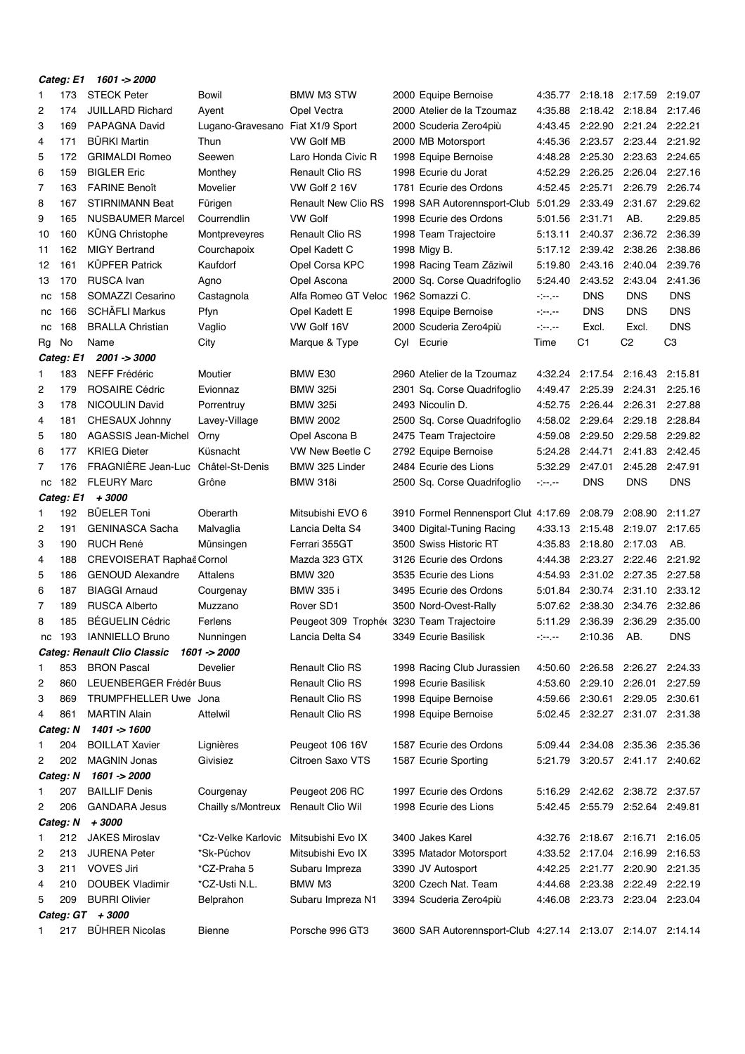| Rg | No | Name | City | Marque & Type | Cyl | Ecurie | Time | C1 | C2 | C3 |
|---|---|---|---|---|---|---|---|---|---|---|
| ***Categ: E1 1601 -> 2000*** | | | | | | | | | | |
| 1 | 173 | STECK Peter | Bowil | BMW M3 STW | 2000 | Equipe Bernoise | 4:35.77 | 2:18.18 | 2:17.59 | 2:19.07 |
| 2 | 174 | JUILLARD Richard | Ayent | Opel Vectra | 2000 | Atelier de la Tzoumaz | 4:35.88 | 2:18.42 | 2:18.84 | 2:17.46 |
| 3 | 169 | PAPAGNA David | Lugano-Gravesano | Fiat X1/9 Sport | 2000 | Scuderia Zero4più | 4:43.45 | 2:22.90 | 2:21.24 | 2:22.21 |
| 4 | 171 | BÜRKI Martin | Thun | VW Golf MB | 2000 | MB Motorsport | 4:45.36 | 2:23.57 | 2:23.44 | 2:21.92 |
| 5 | 172 | GRIMALDI Romeo | Seewen | Laro Honda Civic R | 1998 | Equipe Bernoise | 4:48.28 | 2:25.30 | 2:23.63 | 2:24.65 |
| 6 | 159 | BIGLER Eric | Monthey | Renault Clio RS | 1998 | Ecurie du Jorat | 4:52.29 | 2:26.25 | 2:26.04 | 2:27.16 |
| 7 | 163 | FARINE Benoît | Movelier | VW Golf 2 16V | 1781 | Ecurie des Ordons | 4:52.45 | 2:25.71 | 2:26.79 | 2:26.74 |
| 8 | 167 | STIRNIMANN Beat | Fürigen | Renault New Clio RS | 1998 | SAR Autorennsport-Club | 5:01.29 | 2:33.49 | 2:31.67 | 2:29.62 |
| 9 | 165 | NUSBAUMER Marcel | Courrendlin | VW Golf | 1998 | Ecurie des Ordons | 5:01.56 | 2:31.71 | AB. | 2:29.85 |
| 10 | 160 | KÜNG Christophe | Montpreveyres | Renault Clio RS | 1998 | Team Trajectoire | 5:13.11 | 2:40.37 | 2:36.72 | 2:36.39 |
| 11 | 162 | MIGY Bertrand | Courchapoix | Opel Kadett C | 1998 | Migy B. | 5:17.12 | 2:39.42 | 2:38.26 | 2:38.86 |
| 12 | 161 | KÜPFER Patrick | Kaufdorf | Opel Corsa KPC | 1998 | Racing Team Zäziwil | 5:19.80 | 2:43.16 | 2:40.04 | 2:39.76 |
| 13 | 170 | RUSCA Ivan | Agno | Opel Ascona | 2000 | Sq. Corse Quadrifoglio | 5:24.40 | 2:43.52 | 2:43.04 | 2:41.36 |
| nc | 158 | SOMAZZI Cesarino | Castagnola | Alfa Romeo GT Veloc | 1962 | Somazzi C. | -:--.-- | DNS | DNS | DNS |
| nc | 166 | SCHÄFLI Markus | Pfyn | Opel Kadett E | 1998 | Equipe Bernoise | -:--.-- | DNS | DNS | DNS |
| nc | 168 | BRALLA Christian | Vaglio | VW Golf 16V | 2000 | Scuderia Zero4più | -:--.-- | Excl. | Excl. | DNS |
| ***Categ: E1 2001 -> 3000*** | | | | | | | | | | |
| 1 | 183 | NEFF Frédéric | Moutier | BMW E30 | 2960 | Atelier de la Tzoumaz | 4:32.24 | 2:17.54 | 2:16.43 | 2:15.81 |
| 2 | 179 | ROSAIRE Cédric | Evionnaz | BMW 325i | 2301 | Sq. Corse Quadrifoglio | 4:49.47 | 2:25.39 | 2:24.31 | 2:25.16 |
| 3 | 178 | NICOULIN David | Porrentruy | BMW 325i | 2493 | Nicoulin D. | 4:52.75 | 2:26.44 | 2:26.31 | 2:27.88 |
| 4 | 181 | CHESAUX Johnny | Lavey-Village | BMW 2002 | 2500 | Sq. Corse Quadrifoglio | 4:58.02 | 2:29.64 | 2:29.18 | 2:28.84 |
| 5 | 180 | AGASSIS Jean-Michel | Orny | Opel Ascona B | 2475 | Team Trajectoire | 4:59.08 | 2:29.50 | 2:29.58 | 2:29.82 |
| 6 | 177 | KRIEG Dieter | Küsnacht | VW New Beetle C | 2792 | Equipe Bernoise | 5:24.28 | 2:44.71 | 2:41.83 | 2:42.45 |
| 7 | 176 | FRAGNIÈRE Jean-Luc | Châtel-St-Denis | BMW 325 Linder | 2484 | Ecurie des Lions | 5:32.29 | 2:47.01 | 2:45.28 | 2:47.91 |
| nc | 182 | FLEURY Marc | Grône | BMW 318i | 2500 | Sq. Corse Quadrifoglio | -:--.-- | DNS | DNS | DNS |
| ***Categ: E1 + 3000*** | | | | | | | | | | |
| 1 | 192 | BÜELER Toni | Oberarth | Mitsubishi EVO 6 | 3910 | Formel Rennensport Club | 4:17.69 | 2:08.79 | 2:08.90 | 2:11.27 |
| 2 | 191 | GENINASCA Sacha | Malvaglia | Lancia Delta S4 | 3400 | Digital-Tuning Racing | 4:33.13 | 2:15.48 | 2:19.07 | 2:17.65 |
| 3 | 190 | RUCH René | Münsingen | Ferrari 355GT | 3500 | Swiss Historic RT | 4:35.83 | 2:18.80 | 2:17.03 | AB. |
| 4 | 188 | CREVOISERAT Raphaë | Cornol | Mazda 323 GTX | 3126 | Ecurie des Ordons | 4:44.38 | 2:23.27 | 2:22.46 | 2:21.92 |
| 5 | 186 | GENOUD Alexandre | Attalens | BMW 320 | 3535 | Ecurie des Lions | 4:54.93 | 2:31.02 | 2:27.35 | 2:27.58 |
| 6 | 187 | BIAGGI Arnaud | Courgenay | BMW 335 i | 3495 | Ecurie des Ordons | 5:01.84 | 2:30.74 | 2:31.10 | 2:33.12 |
| 7 | 189 | RUSCA Alberto | Muzzano | Rover SD1 | 3500 | Nord-Ouest-Rally | 5:07.62 | 2:38.30 | 2:34.76 | 2:32.86 |
| 8 | 185 | BÉGUELIN Cédric | Ferlens | Peugeot 309 Trophée | 3230 | Team Trajectoire | 5:11.29 | 2:36.39 | 2:36.29 | 2:35.00 |
| nc | 193 | IANNIELLO Bruno | Nunningen | Lancia Delta S4 | 3349 | Ecurie Basilisk | -:--.-- | 2:10.36 | AB. | DNS |
| ***Categ: Renault Clio Classic 1601 -> 2000*** | | | | | | | | | | |
| 1 | 853 | BRON Pascal | Develier | Renault Clio RS | 1998 | Racing Club Jurassien | 4:50.60 | 2:26.58 | 2:26.27 | 2:24.33 |
| 2 | 860 | LEUENBERGER Frédér | Buus | Renault Clio RS | 1998 | Ecurie Basilisk | 4:53.60 | 2:29.10 | 2:26.01 | 2:27.59 |
| 3 | 869 | TRUMPFHELLER Uwe | Jona | Renault Clio RS | 1998 | Equipe Bernoise | 4:59.66 | 2:30.61 | 2:29.05 | 2:30.61 |
| 4 | 861 | MARTIN Alain | Attelwil | Renault Clio RS | 1998 | Equipe Bernoise | 5:02.45 | 2:32.27 | 2:31.07 | 2:31.38 |
| ***Categ: N 1401 -> 1600*** | | | | | | | | | | |
| 1 | 204 | BOILLAT Xavier | Lignières | Peugeot 106 16V | 1587 | Ecurie des Ordons | 5:09.44 | 2:34.08 | 2:35.36 | 2:35.36 |
| 2 | 202 | MAGNIN Jonas | Givisiez | Citroen Saxo VTS | 1587 | Ecurie Sporting | 5:21.79 | 3:20.57 | 2:41.17 | 2:40.62 |
| ***Categ: N 1601 -> 2000*** | | | | | | | | | | |
| 1 | 207 | BAILLIF Denis | Courgenay | Peugeot 206 RC | 1997 | Ecurie des Ordons | 5:16.29 | 2:42.62 | 2:38.72 | 2:37.57 |
| 2 | 206 | GANDARA Jesus | Chailly s/Montreux | Renault Clio Wil | 1998 | Ecurie des Lions | 5:42.45 | 2:55.79 | 2:52.64 | 2:49.81 |
| ***Categ: N + 3000*** | | | | | | | | | | |
| 1 | 212 | JAKES Miroslav | *Cz-Velke Karlovic | Mitsubishi Evo IX | 3400 | Jakes Karel | 4:32.76 | 2:18.67 | 2:16.71 | 2:16.05 |
| 2 | 213 | JURENA Peter | *Sk-Púchov | Mitsubishi Evo IX | 3395 | Matador Motorsport | 4:33.52 | 2:17.04 | 2:16.99 | 2:16.53 |
| 3 | 211 | VOVES Jiri | *CZ-Praha 5 | Subaru Impreza | 3390 | JV Autosport | 4:42.25 | 2:21.77 | 2:20.90 | 2:21.35 |
| 4 | 210 | DOUBEK Vladimir | *CZ-Usti N.L. | BMW M3 | 3200 | Czech Nat. Team | 4:44.68 | 2:23.38 | 2:22.49 | 2:22.19 |
| 5 | 209 | BURRI Olivier | Belprahon | Subaru Impreza N1 | 3394 | Scuderia Zero4più | 4:46.08 | 2:23.73 | 2:23.04 | 2:23.04 |
| ***Categ: GT + 3000*** | | | | | | | | | | |
| 1 | 217 | BÜHRER Nicolas | Bienne | Porsche 996 GT3 | 3600 | SAR Autorennsport-Club | 4:27.14 | 2:13.07 | 2:14.07 | 2:14.14 |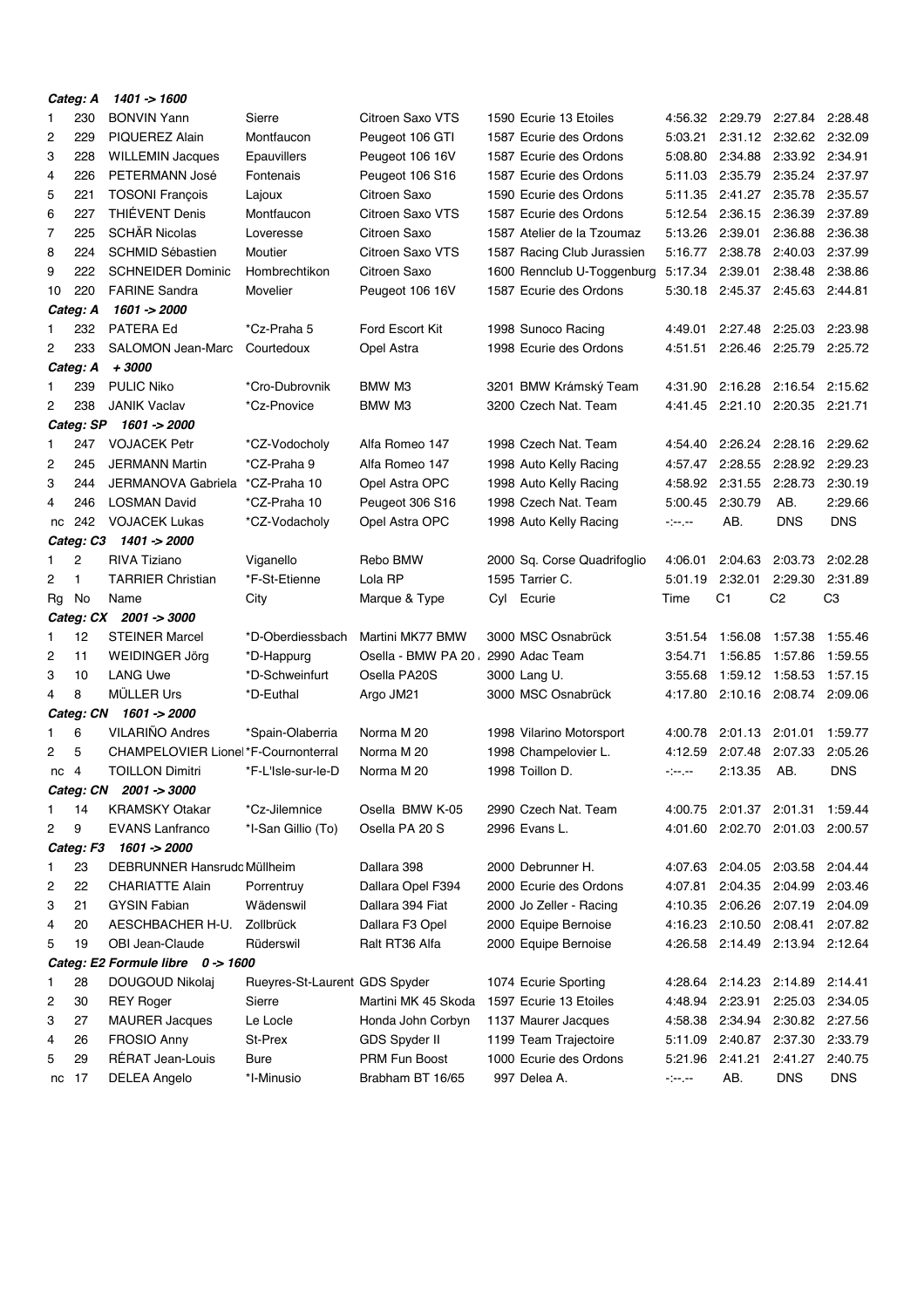| Rg | No | Name | City | Marque & Type | Cyl | Ecurie | Time | C1 | C2 | C3 |
|---|---|---|---|---|---|---|---|---|---|---|
| ***Categ: A 1401 -> 1600*** | | | | | | | | | | |
| 1 | 230 | BONVIN Yann | Sierre | Citroen Saxo VTS | 1590 | Ecurie 13 Etoiles | 4:56.32 | 2:29.79 | 2:27.84 | 2:28.48 |
| 2 | 229 | PIQUEREZ Alain | Montfaucon | Peugeot 106 GTI | 1587 | Ecurie des Ordons | 5:03.21 | 2:31.12 | 2:32.62 | 2:32.09 |
| 3 | 228 | WILLEMIN Jacques | Epauvillers | Peugeot 106 16V | 1587 | Ecurie des Ordons | 5:08.80 | 2:34.88 | 2:33.92 | 2:34.91 |
| 4 | 226 | PETERMANN José | Fontenais | Peugeot 106 S16 | 1587 | Ecurie des Ordons | 5:11.03 | 2:35.79 | 2:35.24 | 2:37.97 |
| 5 | 221 | TOSONI François | Lajoux | Citroen Saxo | 1590 | Ecurie des Ordons | 5:11.35 | 2:41.27 | 2:35.78 | 2:35.57 |
| 6 | 227 | THIÉVENT Denis | Montfaucon | Citroen Saxo VTS | 1587 | Ecurie des Ordons | 5:12.54 | 2:36.15 | 2:36.39 | 2:37.89 |
| 7 | 225 | SCHÄR Nicolas | Loveresse | Citroen Saxo | 1587 | Atelier de la Tzoumaz | 5:13.26 | 2:39.01 | 2:36.88 | 2:36.38 |
| 8 | 224 | SCHMID Sébastien | Moutier | Citroen Saxo VTS | 1587 | Racing Club Jurassien | 5:16.77 | 2:38.78 | 2:40.03 | 2:37.99 |
| 9 | 222 | SCHNEIDER Dominic | Hombrechtikon | Citroen Saxo | 1600 | Rennclub U-Toggenburg | 5:17.34 | 2:39.01 | 2:38.48 | 2:38.86 |
| 10 | 220 | FARINE Sandra | Movelier | Peugeot 106 16V | 1587 | Ecurie des Ordons | 5:30.18 | 2:45.37 | 2:45.63 | 2:44.81 |
| ***Categ: A 1601 -> 2000*** | | | | | | | | | | |
| 1 | 232 | PATERA Ed | *Cz-Praha 5 | Ford Escort Kit | 1998 | Sunoco Racing | 4:49.01 | 2:27.48 | 2:25.03 | 2:23.98 |
| 2 | 233 | SALOMON Jean-Marc | Courtedoux | Opel Astra | 1998 | Ecurie des Ordons | 4:51.51 | 2:26.46 | 2:25.79 | 2:25.72 |
| ***Categ: A + 3000*** | | | | | | | | | | |
| 1 | 239 | PULIC Niko | *Cro-Dubrovnik | BMW M3 | 3201 | BMW Krámský Team | 4:31.90 | 2:16.28 | 2:16.54 | 2:15.62 |
| 2 | 238 | JANIK Vaclav | *Cz-Pnovice | BMW M3 | 3200 | Czech Nat. Team | 4:41.45 | 2:21.10 | 2:20.35 | 2:21.71 |
| ***Categ: SP 1601 -> 2000*** | | | | | | | | | | |
| 1 | 247 | VOJACEK Petr | *CZ-Vodocholy | Alfa Romeo 147 | 1998 | Czech Nat. Team | 4:54.40 | 2:26.24 | 2:28.16 | 2:29.62 |
| 2 | 245 | JERMANN Martin | *CZ-Praha 9 | Alfa Romeo 147 | 1998 | Auto Kelly Racing | 4:57.47 | 2:28.55 | 2:28.92 | 2:29.23 |
| 3 | 244 | JERMANOVA Gabriela | *CZ-Praha 10 | Opel Astra OPC | 1998 | Auto Kelly Racing | 4:58.92 | 2:31.55 | 2:28.73 | 2:30.19 |
| 4 | 246 | LOSMAN David | *CZ-Praha 10 | Peugeot 306 S16 | 1998 | Czech Nat. Team | 5:00.45 | 2:30.79 | AB. | 2:29.66 |
| nc | 242 | VOJACEK Lukas | *CZ-Vodacholy | Opel Astra OPC | 1998 | Auto Kelly Racing | -:--.-- | AB. | DNS | DNS |
| ***Categ: C3 1401 -> 2000*** | | | | | | | | | | |
| 1 | 2 | RIVA Tiziano | Viganello | Rebo BMW | 2000 | Sq. Corse Quadrifoglio | 4:06.01 | 2:04.63 | 2:03.73 | 2:02.28 |
| 2 | 1 | TARRIER Christian | *F-St-Etienne | Lola RP | 1595 | Tarrier C. | 5:01.19 | 2:32.01 | 2:29.30 | 2:31.89 |
| ***Categ: CX 2001 -> 3000*** | | | | | | | | | | |
| 1 | 12 | STEINER Marcel | *D-Oberdiessbach | Martini MK77 BMW | 3000 | MSC Osnabrück | 3:51.54 | 1:56.08 | 1:57.38 | 1:55.46 |
| 2 | 11 | WEIDINGER Jörg | *D-Happurg | Osella - BMW PA 20 | 2990 | Adac Team | 3:54.71 | 1:56.85 | 1:57.86 | 1:59.55 |
| 3 | 10 | LANG Uwe | *D-Schweinfurt | Osella PA20S | 3000 | Lang U. | 3:55.68 | 1:59.12 | 1:58.53 | 1:57.15 |
| 4 | 8 | MÜLLER Urs | *D-Euthal | Argo JM21 | 3000 | MSC Osnabrück | 4:17.80 | 2:10.16 | 2:08.74 | 2:09.06 |
| ***Categ: CN 1601 -> 2000*** | | | | | | | | | | |
| 1 | 6 | VILARIÑO Andres | *Spain-Olaberria | Norma M 20 | 1998 | Vilarino Motorsport | 4:00.78 | 2:01.13 | 2:01.01 | 1:59.77 |
| 2 | 5 | CHAMPELOVIER Lionel | *F-Cournonterral | Norma M 20 | 1998 | Champelovier L. | 4:12.59 | 2:07.48 | 2:07.33 | 2:05.26 |
| nc | 4 | TOILLON Dimitri | *F-L'Isle-sur-le-D | Norma M 20 | 1998 | Toillon D. | -:--.-- | 2:13.35 | AB. | DNS |
| ***Categ: CN 2001 -> 3000*** | | | | | | | | | | |
| 1 | 14 | KRAMSKY Otakar | *Cz-Jilemnice | Osella BMW K-05 | 2990 | Czech Nat. Team | 4:00.75 | 2:01.37 | 2:01.31 | 1:59.44 |
| 2 | 9 | EVANS Lanfranco | *I-San Gillio (To) | Osella PA 20 S | 2996 | Evans L. | 4:01.60 | 2:02.70 | 2:01.03 | 2:00.57 |
| ***Categ: F3 1601 -> 2000*** | | | | | | | | | | |
| 1 | 23 | DEBRUNNER Hansrudc | Müllheim | Dallara 398 | 2000 | Debrunner H. | 4:07.63 | 2:04.05 | 2:03.58 | 2:04.44 |
| 2 | 22 | CHARIATTE Alain | Porrentruy | Dallara Opel F394 | 2000 | Ecurie des Ordons | 4:07.81 | 2:04.35 | 2:04.99 | 2:03.46 |
| 3 | 21 | GYSIN Fabian | Wädenswil | Dallara 394 Fiat | 2000 | Jo Zeller - Racing | 4:10.35 | 2:06.26 | 2:07.19 | 2:04.09 |
| 4 | 20 | AESCHBACHER H-U. | Zollbrück | Dallara F3 Opel | 2000 | Equipe Bernoise | 4:16.23 | 2:10.50 | 2:08.41 | 2:07.82 |
| 5 | 19 | OBI Jean-Claude | Rüderswil | Ralt RT36 Alfa | 2000 | Equipe Bernoise | 4:26.58 | 2:14.49 | 2:13.94 | 2:12.64 |
| ***Categ: E2 Formule libre 0 -> 1600*** | | | | | | | | | | |
| 1 | 28 | DOUGOUD Nikolaj | Rueyres-St-Laurent | GDS Spyder | 1074 | Ecurie Sporting | 4:28.64 | 2:14.23 | 2:14.89 | 2:14.41 |
| 2 | 30 | REY Roger | Sierre | Martini MK 45 Skoda | 1597 | Ecurie 13 Etoiles | 4:48.94 | 2:23.91 | 2:25.03 | 2:34.05 |
| 3 | 27 | MAURER Jacques | Le Locle | Honda John Corbyn | 1137 | Maurer Jacques | 4:58.38 | 2:34.94 | 2:30.82 | 2:27.56 |
| 4 | 26 | FROSIO Anny | St-Prex | GDS Spyder II | 1199 | Team Trajectoire | 5:11.09 | 2:40.87 | 2:37.30 | 2:33.79 |
| 5 | 29 | RÉRAT Jean-Louis | Bure | PRM Fun Boost | 1000 | Ecurie des Ordons | 5:21.96 | 2:41.21 | 2:41.27 | 2:40.75 |
| nc | 17 | DELEA Angelo | *I-Minusio | Brabham BT 16/65 | 997 | Delea A. | -:--.-- | AB. | DNS | DNS |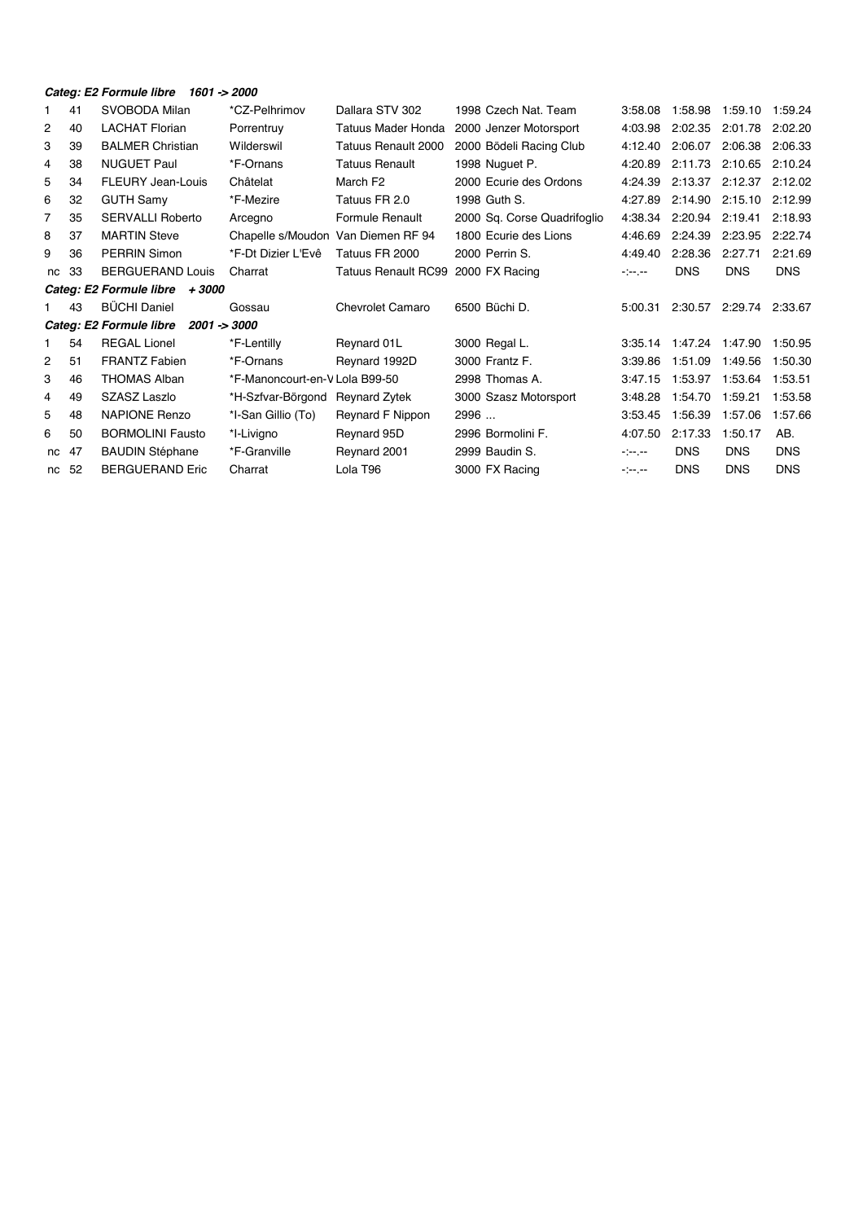***Categ: E2 Formule libre 1601 -> 2000***

| | | | | | | | | | | |
|---|---|---|---|---|---|---|---|---|---|---|
| 1 | 41 | SVOBODA Milan | *CZ-Pelhrimov | Dallara STV 302 | 1998 | Czech Nat. Team | 3:58.08 | 1:58.98 | 1:59.10 | 1:59.24 |
| 2 | 40 | LACHAT Florian | Porrentruy | Tatuus Mader Honda | 2000 | Jenzer Motorsport | 4:03.98 | 2:02.35 | 2:01.78 | 2:02.20 |
| 3 | 39 | BALMER Christian | Wilderswil | Tatuus Renault 2000 | 2000 | Bödeli Racing Club | 4:12.40 | 2:06.07 | 2:06.38 | 2:06.33 |
| 4 | 38 | NUGUET Paul | *F-Ornans | Tatuus Renault | 1998 | Nuguet P. | 4:20.89 | 2:11.73 | 2:10.65 | 2:10.24 |
| 5 | 34 | FLEURY Jean-Louis | Châtelat | March F2 | 2000 | Ecurie des Ordons | 4:24.39 | 2:13.37 | 2:12.37 | 2:12.02 |
| 6 | 32 | GUTH Samy | *F-Mezire | Tatuus FR 2.0 | 1998 | Guth S. | 4:27.89 | 2:14.90 | 2:15.10 | 2:12.99 |
| 7 | 35 | SERVALLI Roberto | Arcegno | Formule Renault | 2000 | Sq. Corse Quadrifoglio | 4:38.34 | 2:20.94 | 2:19.41 | 2:18.93 |
| 8 | 37 | MARTIN Steve | Chapelle s/Moudon | Van Diemen RF 94 | 1800 | Ecurie des Lions | 4:46.69 | 2:24.39 | 2:23.95 | 2:22.74 |
| 9 | 36 | PERRIN Simon | *F-Dt Dizier L'Evê | Tatuus FR 2000 | 2000 | Perrin S. | 4:49.40 | 2:28.36 | 2:27.71 | 2:21.69 |
| nc | 33 | BERGUERAND Louis | Charrat | Tatuus Renault RC99 | 2000 | FX Racing | -:--.-- | DNS | DNS | DNS |

***Categ: E2 Formule libre + 3000***

| | | | | | | | | | | |
|---|---|---|---|---|---|---|---|---|---|---|
| 1 | 43 | BÜCHI Daniel | Gossau | Chevrolet Camaro | 6500 | Büchi D. | 5:00.31 | 2:30.57 | 2:29.74 | 2:33.67 |

***Categ: E2 Formule libre 2001 -> 3000***

| | | | | | | | | | | |
|---|---|---|---|---|---|---|---|---|---|---|
| 1 | 54 | REGAL Lionel | *F-Lentilly | Reynard 01L | 3000 | Regal L. | 3:35.14 | 1:47.24 | 1:47.90 | 1:50.95 |
| 2 | 51 | FRANTZ Fabien | *F-Ornans | Reynard 1992D | 3000 | Frantz F. | 3:39.86 | 1:51.09 | 1:49.56 | 1:50.30 |
| 3 | 46 | THOMAS Alban | *F-Manoncourt-en-V | Lola B99-50 | 2998 | Thomas A. | 3:47.15 | 1:53.97 | 1:53.64 | 1:53.51 |
| 4 | 49 | SZASZ Laszlo | *H-Szfvar-Börgond | Reynard Zytek | 3000 | Szasz Motorsport | 3:48.28 | 1:54.70 | 1:59.21 | 1:53.58 |
| 5 | 48 | NAPIONE Renzo | *I-San Gillio (To) | Reynard F Nippon | 2996 | ... | 3:53.45 | 1:56.39 | 1:57.06 | 1:57.66 |
| 6 | 50 | BORMOLINI Fausto | *I-Livigno | Reynard 95D | 2996 | Bormolini F. | 4:07.50 | 2:17.33 | 1:50.17 | AB. |
| nc | 47 | BAUDIN Stéphane | *F-Granville | Reynard 2001 | 2999 | Baudin S. | -:--.-- | DNS | DNS | DNS |
| nc | 52 | BERGUERAND Eric | Charrat | Lola T96 | 3000 | FX Racing | -:--.-- | DNS | DNS | DNS |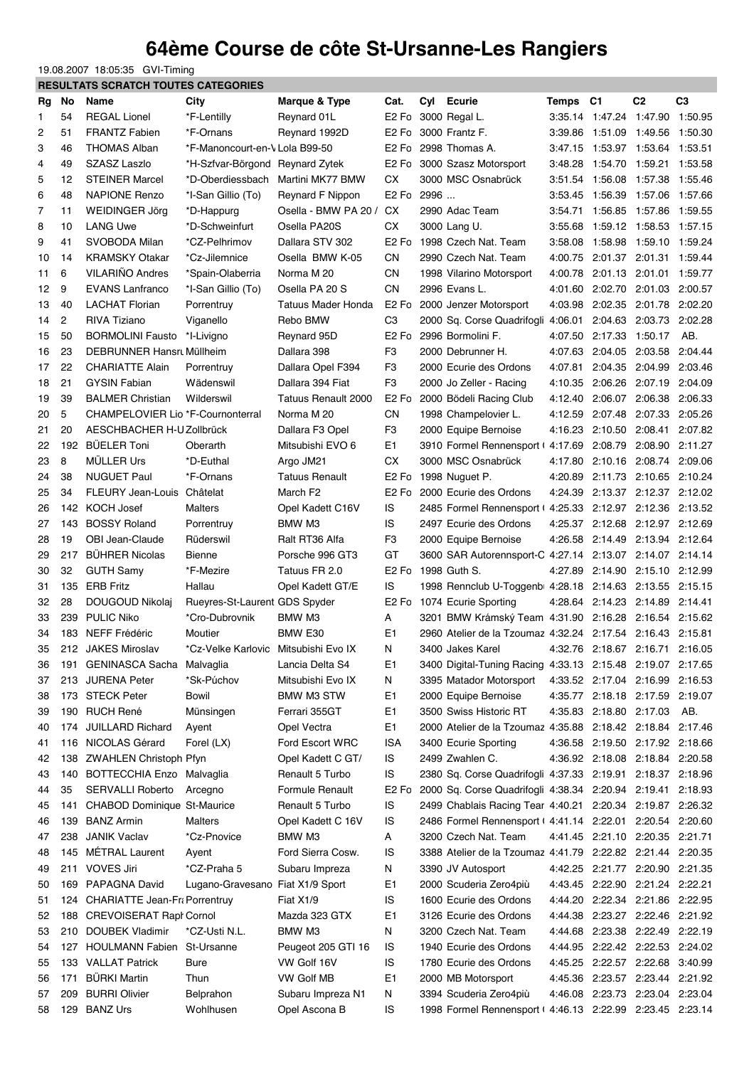# 64ème Course de côte St-Ursanne-Les Rangiers

19.08.2007 18:05:35 GVI-Timing

**RESULTATS SCRATCH TOUTES CATEGORIES**

| Rg | No | Name | City | Marque & Type | Cat. | Cyl | Ecurie | Temps | C1 | C2 | C3 |
|---|---|---|---|---|---|---|---|---|---|---|---|
| 1 | 54 | REGAL Lionel | *F-Lentilly | Reynard 01L | E2 Fo | 3000 | Regal L. | 3:35.14 | 1:47.24 | 1:47.90 | 1:50.95 |
| 2 | 51 | FRANTZ Fabien | *F-Ornans | Reynard 1992D | E2 Fo | 3000 | Frantz F. | 3:39.86 | 1:51.09 | 1:49.56 | 1:50.30 |
| 3 | 46 | THOMAS Alban | *F-Manoncourt-en-V | Lola B99-50 | E2 Fo | 2998 | Thomas A. | 3:47.15 | 1:53.97 | 1:53.64 | 1:53.51 |
| 4 | 49 | SZASZ Laszlo | *H-Szfvar-Börgond | Reynard Zytek | E2 Fo | 3000 | Szasz Motorsport | 3:48.28 | 1:54.70 | 1:59.21 | 1:53.58 |
| 5 | 12 | STEINER Marcel | *D-Oberdiessbach | Martini MK77 BMW | CX | 3000 | MSC Osnabrück | 3:51.54 | 1:56.08 | 1:57.38 | 1:55.46 |
| 6 | 48 | NAPIONE Renzo | *I-San Gillio (To) | Reynard F Nippon | E2 Fo | 2996 | ... | 3:53.45 | 1:56.39 | 1:57.06 | 1:57.66 |
| 7 | 11 | WEIDINGER Jörg | *D-Happurg | Osella - BMW PA 20 / | CX | 2990 | Adac Team | 3:54.71 | 1:56.85 | 1:57.86 | 1:59.55 |
| 8 | 10 | LANG Uwe | *D-Schweinfurt | Osella PA20S | CX | 3000 | Lang U. | 3:55.68 | 1:59.12 | 1:58.53 | 1:57.15 |
| 9 | 41 | SVOBODA Milan | *CZ-Pelhrimov | Dallara STV 302 | E2 Fo | 1998 | Czech Nat. Team | 3:58.08 | 1:58.98 | 1:59.10 | 1:59.24 |
| 10 | 14 | KRAMSKY Otakar | *Cz-Jilemnice | Osella BMW K-05 | CN | 2990 | Czech Nat. Team | 4:00.75 | 2:01.37 | 2:01.31 | 1:59.44 |
| 11 | 6 | VILARIÑO Andres | *Spain-Olaberria | Norma M 20 | CN | 1998 | Vilarino Motorsport | 4:00.78 | 2:01.13 | 2:01.01 | 1:59.77 |
| 12 | 9 | EVANS Lanfranco | *I-San Gillio (To) | Osella PA 20 S | CN | 2996 | Evans L. | 4:01.60 | 2:02.70 | 2:01.03 | 2:00.57 |
| 13 | 40 | LACHAT Florian | Porrentruy | Tatuus Mader Honda | E2 Fo | 2000 | Jenzer Motorsport | 4:03.98 | 2:02.35 | 2:01.78 | 2:02.20 |
| 14 | 2 | RIVA Tiziano | Viganello | Rebo BMW | C3 | 2000 | Sq. Corse Quadrifogli | 4:06.01 | 2:04.63 | 2:03.73 | 2:02.28 |
| 15 | 50 | BORMOLINI Fausto | *I-Livigno | Reynard 95D | E2 Fo | 2996 | Bormolini F. | 4:07.50 | 2:17.33 | 1:50.17 | AB. |
| 16 | 23 | DEBRUNNER Hansru | Müllheim | Dallara 398 | F3 | 2000 | Debrunner H. | 4:07.63 | 2:04.05 | 2:03.58 | 2:04.44 |
| 17 | 22 | CHARIATTE Alain | Porrentruy | Dallara Opel F394 | F3 | 2000 | Ecurie des Ordons | 4:07.81 | 2:04.35 | 2:04.99 | 2:03.46 |
| 18 | 21 | GYSIN Fabian | Wädenswil | Dallara 394 Fiat | F3 | 2000 | Jo Zeller - Racing | 4:10.35 | 2:06.26 | 2:07.19 | 2:04.09 |
| 19 | 39 | BALMER Christian | Wilderswil | Tatuus Renault 2000 | E2 Fo | 2000 | Bödeli Racing Club | 4:12.40 | 2:06.07 | 2:06.38 | 2:06.33 |
| 20 | 5 | CHAMPELOVIER Lio | *F-Cournonterral | Norma M 20 | CN | 1998 | Champelovier L. | 4:12.59 | 2:07.48 | 2:07.33 | 2:05.26 |
| 21 | 20 | AESCHBACHER H-U | Zollbrück | Dallara F3 Opel | F3 | 2000 | Equipe Bernoise | 4:16.23 | 2:10.50 | 2:08.41 | 2:07.82 |
| 22 | 192 | BÜELER Toni | Oberarth | Mitsubishi EVO 6 | E1 | 3910 | Formel Rennensport ( | 4:17.69 | 2:08.79 | 2:08.90 | 2:11.27 |
| 23 | 8 | MÜLLER Urs | *D-Euthal | Argo JM21 | CX | 3000 | MSC Osnabrück | 4:17.80 | 2:10.16 | 2:08.74 | 2:09.06 |
| 24 | 38 | NUGUET Paul | *F-Ornans | Tatuus Renault | E2 Fo | 1998 | Nuguet P. | 4:20.89 | 2:11.73 | 2:10.65 | 2:10.24 |
| 25 | 34 | FLEURY Jean-Louis | Châtelat | March F2 | E2 Fo | 2000 | Ecurie des Ordons | 4:24.39 | 2:13.37 | 2:12.37 | 2:12.02 |
| 26 | 142 | KOCH Josef | Malters | Opel Kadett C16V | IS | 2485 | Formel Rennensport ( | 4:25.33 | 2:12.97 | 2:12.36 | 2:13.52 |
| 27 | 143 | BOSSY Roland | Porrentruy | BMW M3 | IS | 2497 | Ecurie des Ordons | 4:25.37 | 2:12.68 | 2:12.97 | 2:12.69 |
| 28 | 19 | OBI Jean-Claude | Rüderswil | Ralt RT36 Alfa | F3 | 2000 | Equipe Bernoise | 4:26.58 | 2:14.49 | 2:13.94 | 2:12.64 |
| 29 | 217 | BÜHRER Nicolas | Bienne | Porsche 996 GT3 | GT | 3600 | SAR Autorennsport-C | 4:27.14 | 2:13.07 | 2:14.07 | 2:14.14 |
| 30 | 32 | GUTH Samy | *F-Mezire | Tatuus FR 2.0 | E2 Fo | 1998 | Guth S. | 4:27.89 | 2:14.90 | 2:15.10 | 2:12.99 |
| 31 | 135 | ERB Fritz | Hallau | Opel Kadett GT/E | IS | 1998 | Rennclub U-Toggenb | 4:28.18 | 2:14.63 | 2:13.55 | 2:15.15 |
| 32 | 28 | DOUGOUD Nikolaj | Rueyres-St-Laurent | GDS Spyder | E2 Fo | 1074 | Ecurie Sporting | 4:28.64 | 2:14.23 | 2:14.89 | 2:14.41 |
| 33 | 239 | PULIC Niko | *Cro-Dubrovnik | BMW M3 | A | 3201 | BMW Krámský Team | 4:31.90 | 2:16.28 | 2:16.54 | 2:15.62 |
| 34 | 183 | NEFF Frédéric | Moutier | BMW E30 | E1 | 2960 | Atelier de la Tzoumaz | 4:32.24 | 2:17.54 | 2:16.43 | 2:15.81 |
| 35 | 212 | JAKES Miroslav | *Cz-Velke Karlovic | Mitsubishi Evo IX | N | 3400 | Jakes Karel | 4:32.76 | 2:18.67 | 2:16.71 | 2:16.05 |
| 36 | 191 | GENINASCA Sacha | Malvaglia | Lancia Delta S4 | E1 | 3400 | Digital-Tuning Racing | 4:33.13 | 2:15.48 | 2:19.07 | 2:17.65 |
| 37 | 213 | JURENA Peter | *Sk-Púchov | Mitsubishi Evo IX | N | 3395 | Matador Motorsport | 4:33.52 | 2:17.04 | 2:16.99 | 2:16.53 |
| 38 | 173 | STECK Peter | Bowil | BMW M3 STW | E1 | 2000 | Equipe Bernoise | 4:35.77 | 2:18.18 | 2:17.59 | 2:19.07 |
| 39 | 190 | RUCH René | Münsingen | Ferrari 355GT | E1 | 3500 | Swiss Historic RT | 4:35.83 | 2:18.80 | 2:17.03 | AB. |
| 40 | 174 | JUILLARD Richard | Ayent | Opel Vectra | E1 | 2000 | Atelier de la Tzoumaz | 4:35.88 | 2:18.42 | 2:18.84 | 2:17.46 |
| 41 | 116 | NICOLAS Gérard | Forel (LX) | Ford Escort WRC | ISA | 3400 | Ecurie Sporting | 4:36.58 | 2:19.50 | 2:17.92 | 2:18.66 |
| 42 | 138 | ZWAHLEN Christoph | Pfyn | Opel Kadett C GT/ | IS | 2499 | Zwahlen C. | 4:36.92 | 2:18.08 | 2:18.84 | 2:20.58 |
| 43 | 140 | BOTTECCHIA Enzo | Malvaglia | Renault 5 Turbo | IS | 2380 | Sq. Corse Quadrifogli | 4:37.33 | 2:19.91 | 2:18.37 | 2:18.96 |
| 44 | 35 | SERVALLI Roberto | Arcegno | Formule Renault | E2 Fo | 2000 | Sq. Corse Quadrifogli | 4:38.34 | 2:20.94 | 2:19.41 | 2:18.93 |
| 45 | 141 | CHABOD Dominique | St-Maurice | Renault 5 Turbo | IS | 2499 | Chablais Racing Tear | 4:40.21 | 2:20.34 | 2:19.87 | 2:26.32 |
| 46 | 139 | BANZ Armin | Malters | Opel Kadett C 16V | IS | 2486 | Formel Rennensport ( | 4:41.14 | 2:22.01 | 2:20.54 | 2:20.60 |
| 47 | 238 | JANIK Vaclav | *Cz-Pnovice | BMW M3 | A | 3200 | Czech Nat. Team | 4:41.45 | 2:21.10 | 2:20.35 | 2:21.71 |
| 48 | 145 | MÉTRAL Laurent | Ayent | Ford Sierra Cosw. | IS | 3388 | Atelier de la Tzoumaz | 4:41.79 | 2:22.82 | 2:21.44 | 2:20.35 |
| 49 | 211 | VOVES Jiri | *CZ-Praha 5 | Subaru Impreza | N | 3390 | JV Autosport | 4:42.25 | 2:21.77 | 2:20.90 | 2:21.35 |
| 50 | 169 | PAPAGNA David | Lugano-Gravesano | Fiat X1/9 Sport | E1 | 2000 | Scuderia Zero4più | 4:43.45 | 2:22.90 | 2:21.24 | 2:22.21 |
| 51 | 124 | CHARIATTE Jean-Fra | Porrentruy | Fiat X1/9 | IS | 1600 | Ecurie des Ordons | 4:44.20 | 2:22.34 | 2:21.86 | 2:22.95 |
| 52 | 188 | CREVOISERAT Raph | Cornol | Mazda 323 GTX | E1 | 3126 | Ecurie des Ordons | 4:44.38 | 2:23.27 | 2:22.46 | 2:21.92 |
| 53 | 210 | DOUBEK Vladimir | *CZ-Usti N.L. | BMW M3 | N | 3200 | Czech Nat. Team | 4:44.68 | 2:23.38 | 2:22.49 | 2:22.19 |
| 54 | 127 | HOULMANN Fabien | St-Ursanne | Peugeot 205 GTI 16 | IS | 1940 | Ecurie des Ordons | 4:44.95 | 2:22.42 | 2:22.53 | 2:24.02 |
| 55 | 133 | VALLAT Patrick | Bure | VW Golf 16V | IS | 1780 | Ecurie des Ordons | 4:45.25 | 2:22.57 | 2:22.68 | 3:40.99 |
| 56 | 171 | BÜRKI Martin | Thun | VW Golf MB | E1 | 2000 | MB Motorsport | 4:45.36 | 2:23.57 | 2:23.44 | 2:21.92 |
| 57 | 209 | BURRI Olivier | Belprahon | Subaru Impreza N1 | N | 3394 | Scuderia Zero4più | 4:46.08 | 2:23.73 | 2:23.04 | 2:23.04 |
| 58 | 129 | BANZ Urs | Wohlhusen | Opel Ascona B | IS | 1998 | Formel Rennensport ( | 4:46.13 | 2:22.99 | 2:23.45 | 2:23.14 |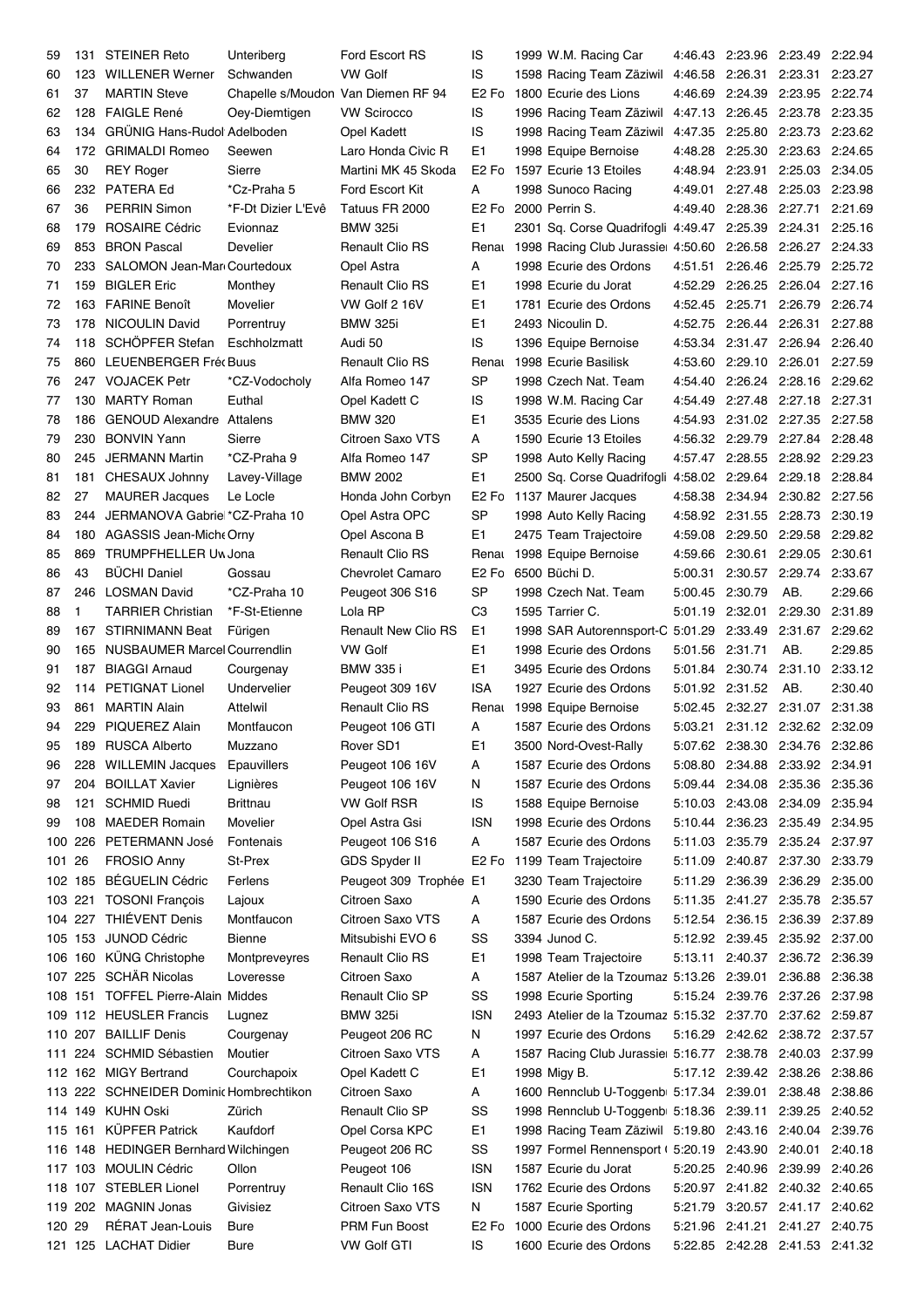| | | | | | | | | | | | |
|---|---|---|---|---|---|---|---|---|---|---|---|
| 59 | 131 | STEINER Reto | Unteriberg | Ford Escort RS | IS | 1999 | W.M. Racing Car | 4:46.43 | 2:23.96 | 2:23.49 | 2:22.94 |
| 60 | 123 | WILLENER Werner | Schwanden | VW Golf | IS | 1598 | Racing Team Zäziwil | 4:46.58 | 2:26.31 | 2:23.31 | 2:23.27 |
| 61 | 37 | MARTIN Steve | Chapelle s/Moudon | Van Diemen RF 94 | E2 Fo | 1800 | Ecurie des Lions | 4:46.69 | 2:24.39 | 2:23.95 | 2:22.74 |
| 62 | 128 | FAIGLE René | Oey-Diemtigen | VW Scirocco | IS | 1996 | Racing Team Zäziwil | 4:47.13 | 2:26.45 | 2:23.78 | 2:23.35 |
| 63 | 134 | GRÜNIG Hans-Rudol | Adelboden | Opel Kadett | IS | 1998 | Racing Team Zäziwil | 4:47.35 | 2:25.80 | 2:23.73 | 2:23.62 |
| 64 | 172 | GRIMALDI Romeo | Seewen | Laro Honda Civic R | E1 | 1998 | Equipe Bernoise | 4:48.28 | 2:25.30 | 2:23.63 | 2:24.65 |
| 65 | 30 | REY Roger | Sierre | Martini MK 45 Skoda | E2 Fo | 1597 | Ecurie 13 Etoiles | 4:48.94 | 2:23.91 | 2:25.03 | 2:34.05 |
| 66 | 232 | PATERA Ed | *Cz-Praha 5 | Ford Escort Kit | A | 1998 | Sunoco Racing | 4:49.01 | 2:27.48 | 2:25.03 | 2:23.98 |
| 67 | 36 | PERRIN Simon | *F-Dt Dizier L'Evê | Tatuus FR 2000 | E2 Fo | 2000 | Perrin S. | 4:49.40 | 2:28.36 | 2:27.71 | 2:21.69 |
| 68 | 179 | ROSAIRE Cédric | Evionnaz | BMW 325i | E1 | 2301 | Sq. Corse Quadrifogli | 4:49.47 | 2:25.39 | 2:24.31 | 2:25.16 |
| 69 | 853 | BRON Pascal | Develier | Renault Clio RS | Renau | 1998 | Racing Club Jurassien | 4:50.60 | 2:26.58 | 2:26.27 | 2:24.33 |
| 70 | 233 | SALOMON Jean-Mar | Courtedoux | Opel Astra | A | 1998 | Ecurie des Ordons | 4:51.51 | 2:26.46 | 2:25.79 | 2:25.72 |
| 71 | 159 | BIGLER Eric | Monthey | Renault Clio RS | E1 | 1998 | Ecurie du Jorat | 4:52.29 | 2:26.25 | 2:26.04 | 2:27.16 |
| 72 | 163 | FARINE Benoît | Movelier | VW Golf 2 16V | E1 | 1781 | Ecurie des Ordons | 4:52.45 | 2:25.71 | 2:26.79 | 2:26.74 |
| 73 | 178 | NICOULIN David | Porrentruy | BMW 325i | E1 | 2493 | Nicoulin D. | 4:52.75 | 2:26.44 | 2:26.31 | 2:27.88 |
| 74 | 118 | SCHÖPFER Stefan | Eschholzmatt | Audi 50 | IS | 1396 | Equipe Bernoise | 4:53.34 | 2:31.47 | 2:26.94 | 2:26.40 |
| 75 | 860 | LEUENBERGER Fréd | Buus | Renault Clio RS | Renau | 1998 | Ecurie Basilisk | 4:53.60 | 2:29.10 | 2:26.01 | 2:27.59 |
| 76 | 247 | VOJACEK Petr | *CZ-Vodocholy | Alfa Romeo 147 | SP | 1998 | Czech Nat. Team | 4:54.40 | 2:26.24 | 2:28.16 | 2:29.62 |
| 77 | 130 | MARTY Roman | Euthal | Opel Kadett C | IS | 1998 | W.M. Racing Car | 4:54.49 | 2:27.48 | 2:27.18 | 2:27.31 |
| 78 | 186 | GENOUD Alexandre | Attalens | BMW 320 | E1 | 3535 | Ecurie des Lions | 4:54.93 | 2:31.02 | 2:27.35 | 2:27.58 |
| 79 | 230 | BONVIN Yann | Sierre | Citroen Saxo VTS | A | 1590 | Ecurie 13 Etoiles | 4:56.32 | 2:29.79 | 2:27.84 | 2:28.48 |
| 80 | 245 | JERMANN Martin | *CZ-Praha 9 | Alfa Romeo 147 | SP | 1998 | Auto Kelly Racing | 4:57.47 | 2:28.55 | 2:28.92 | 2:29.23 |
| 81 | 181 | CHESAUX Johnny | Lavey-Village | BMW 2002 | E1 | 2500 | Sq. Corse Quadrifogli | 4:58.02 | 2:29.64 | 2:29.18 | 2:28.84 |
| 82 | 27 | MAURER Jacques | Le Locle | Honda John Corbyn | E2 Fo | 1137 | Maurer Jacques | 4:58.38 | 2:34.94 | 2:30.82 | 2:27.56 |
| 83 | 244 | JERMANOVA Gabriel | *CZ-Praha 10 | Opel Astra OPC | SP | 1998 | Auto Kelly Racing | 4:58.92 | 2:31.55 | 2:28.73 | 2:30.19 |
| 84 | 180 | AGASSIS Jean-Miche | Orny | Opel Ascona B | E1 | 2475 | Team Trajectoire | 4:59.08 | 2:29.50 | 2:29.58 | 2:29.82 |
| 85 | 869 | TRUMPFHELLER Uw | Jona | Renault Clio RS | Renau | 1998 | Equipe Bernoise | 4:59.66 | 2:30.61 | 2:29.05 | 2:30.61 |
| 86 | 43 | BÜCHI Daniel | Gossau | Chevrolet Camaro | E2 Fo | 6500 | Büchi D. | 5:00.31 | 2:30.57 | 2:29.74 | 2:33.67 |
| 87 | 246 | LOSMAN David | *CZ-Praha 10 | Peugeot 306 S16 | SP | 1998 | Czech Nat. Team | 5:00.45 | 2:30.79 | AB. | 2:29.66 |
| 88 | 1 | TARRIER Christian | *F-St-Etienne | Lola RP | C3 | 1595 | Tarrier C. | 5:01.19 | 2:32.01 | 2:29.30 | 2:31.89 |
| 89 | 167 | STIRNIMANN Beat | Fürigen | Renault New Clio RS | E1 | 1998 | SAR Autorennsport-C | 5:01.29 | 2:33.49 | 2:31.67 | 2:29.62 |
| 90 | 165 | NUSBAUMER Marcel | Courrendlin | VW Golf | E1 | 1998 | Ecurie des Ordons | 5:01.56 | 2:31.71 | AB. | 2:29.85 |
| 91 | 187 | BIAGGI Arnaud | Courgenay | BMW 335 i | E1 | 3495 | Ecurie des Ordons | 5:01.84 | 2:30.74 | 2:31.10 | 2:33.12 |
| 92 | 114 | PETIGNAT Lionel | Undervelier | Peugeot 309 16V | ISA | 1927 | Ecurie des Ordons | 5:01.92 | 2:31.52 | AB. | 2:30.40 |
| 93 | 861 | MARTIN Alain | Attelwil | Renault Clio RS | Renau | 1998 | Equipe Bernoise | 5:02.45 | 2:32.27 | 2:31.07 | 2:31.38 |
| 94 | 229 | PIQUEREZ Alain | Montfaucon | Peugeot 106 GTI | A | 1587 | Ecurie des Ordons | 5:03.21 | 2:31.12 | 2:32.62 | 2:32.09 |
| 95 | 189 | RUSCA Alberto | Muzzano | Rover SD1 | E1 | 3500 | Nord-Ovest-Rally | 5:07.62 | 2:38.30 | 2:34.76 | 2:32.86 |
| 96 | 228 | WILLEMIN Jacques | Epauvillers | Peugeot 106 16V | A | 1587 | Ecurie des Ordons | 5:08.80 | 2:34.88 | 2:33.92 | 2:34.91 |
| 97 | 204 | BOILLAT Xavier | Lignières | Peugeot 106 16V | N | 1587 | Ecurie des Ordons | 5:09.44 | 2:34.08 | 2:35.36 | 2:35.36 |
| 98 | 121 | SCHMID Ruedi | Brittnau | VW Golf RSR | IS | 1588 | Equipe Bernoise | 5:10.03 | 2:43.08 | 2:34.09 | 2:35.94 |
| 99 | 108 | MAEDER Romain | Movelier | Opel Astra Gsi | ISN | 1998 | Ecurie des Ordons | 5:10.44 | 2:36.23 | 2:35.49 | 2:34.95 |
| 100 | 226 | PETERMANN José | Fontenais | Peugeot 106 S16 | A | 1587 | Ecurie des Ordons | 5:11.03 | 2:35.79 | 2:35.24 | 2:37.97 |
| 101 | 26 | FROSIO Anny | St-Prex | GDS Spyder II | E2 Fo | 1199 | Team Trajectoire | 5:11.09 | 2:40.87 | 2:37.30 | 2:33.79 |
| 102 | 185 | BÉGUELIN Cédric | Ferlens | Peugeot 309 Trophée | E1 | 3230 | Team Trajectoire | 5:11.29 | 2:36.39 | 2:36.29 | 2:35.00 |
| 103 | 221 | TOSONI François | Lajoux | Citroen Saxo | A | 1590 | Ecurie des Ordons | 5:11.35 | 2:41.27 | 2:35.78 | 2:35.57 |
| 104 | 227 | THIÉVENT Denis | Montfaucon | Citroen Saxo VTS | A | 1587 | Ecurie des Ordons | 5:12.54 | 2:36.15 | 2:36.39 | 2:37.89 |
| 105 | 153 | JUNOD Cédric | Bienne | Mitsubishi EVO 6 | SS | 3394 | Junod C. | 5:12.92 | 2:39.45 | 2:35.92 | 2:37.00 |
| 106 | 160 | KÜNG Christophe | Montpreveyres | Renault Clio RS | E1 | 1998 | Team Trajectoire | 5:13.11 | 2:40.37 | 2:36.72 | 2:36.39 |
| 107 | 225 | SCHÄR Nicolas | Loveresse | Citroen Saxo | A | 1587 | Atelier de la Tzoumaz | 5:13.26 | 2:39.01 | 2:36.88 | 2:36.38 |
| 108 | 151 | TOFFEL Pierre-Alain | Middes | Renault Clio SP | SS | 1998 | Ecurie Sporting | 5:15.24 | 2:39.76 | 2:37.26 | 2:37.98 |
| 109 | 112 | HEUSLER Francis | Lugnez | BMW 325i | ISN | 2493 | Atelier de la Tzoumaz | 5:15.32 | 2:37.70 | 2:37.62 | 2:59.87 |
| 110 | 207 | BAILLIF Denis | Courgenay | Peugeot 206 RC | N | 1997 | Ecurie des Ordons | 5:16.29 | 2:42.62 | 2:38.72 | 2:37.57 |
| 111 | 224 | SCHMID Sébastien | Moutier | Citroen Saxo VTS | A | 1587 | Racing Club Jurassien | 5:16.77 | 2:38.78 | 2:40.03 | 2:37.99 |
| 112 | 162 | MIGY Bertrand | Courchapoix | Opel Kadett C | E1 | 1998 | Migy B. | 5:17.12 | 2:39.42 | 2:38.26 | 2:38.86 |
| 113 | 222 | SCHNEIDER Dominic | Hombrechtikon | Citroen Saxo | A | 1600 | Rennclub U-Toggenb | 5:17.34 | 2:39.01 | 2:38.48 | 2:38.86 |
| 114 | 149 | KUHN Oski | Zürich | Renault Clio SP | SS | 1998 | Rennclub U-Toggenb | 5:18.36 | 2:39.11 | 2:39.25 | 2:40.52 |
| 115 | 161 | KÜPFER Patrick | Kaufdorf | Opel Corsa KPC | E1 | 1998 | Racing Team Zäziwil | 5:19.80 | 2:43.16 | 2:40.04 | 2:39.76 |
| 116 | 148 | HEDINGER Bernhard | Wilchingen | Peugeot 206 RC | SS | 1997 | Formel Rennensport ( | 5:20.19 | 2:43.90 | 2:40.01 | 2:40.18 |
| 117 | 103 | MOULIN Cédric | Ollon | Peugeot 106 | ISN | 1587 | Ecurie du Jorat | 5:20.25 | 2:40.96 | 2:39.99 | 2:40.26 |
| 118 | 107 | STEBLER Lionel | Porrentruy | Renault Clio 16S | ISN | 1762 | Ecurie des Ordons | 5:20.97 | 2:41.82 | 2:40.32 | 2:40.65 |
| 119 | 202 | MAGNIN Jonas | Givisiez | Citroen Saxo VTS | N | 1587 | Ecurie Sporting | 5:21.79 | 3:20.57 | 2:41.17 | 2:40.62 |
| 120 | 29 | RÉRAT Jean-Louis | Bure | PRM Fun Boost | E2 Fo | 1000 | Ecurie des Ordons | 5:21.96 | 2:41.21 | 2:41.27 | 2:40.75 |
| 121 | 125 | LACHAT Didier | Bure | VW Golf GTI | IS | 1600 | Ecurie des Ordons | 5:22.85 | 2:42.28 | 2:41.53 | 2:41.32 |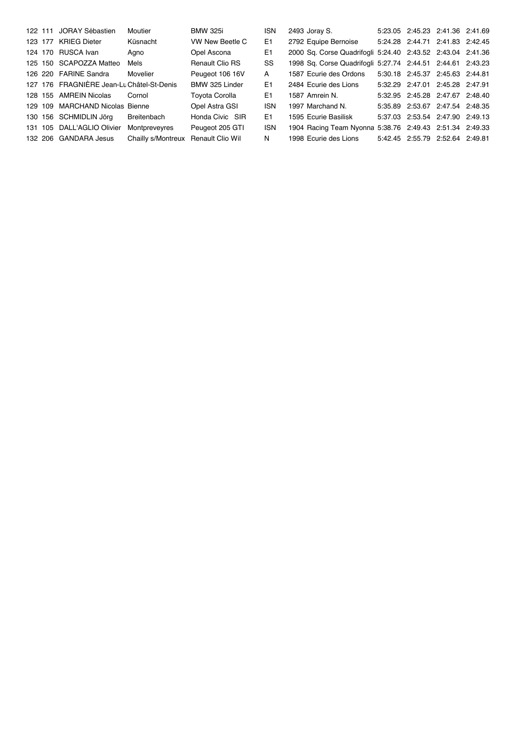| | | | | | | | | | | | | |
|---|---|---|---|---|---|---|---|---|---|---|---|---|
| 122 | 111 | JORAY Sébastien | Moutier | BMW 325i | ISN | 2493 | Joray S. | 5:23.05 | 2:45.23 | 2:41.36 | 2:41.69 |
| 123 | 177 | KRIEG Dieter | Küsnacht | VW New Beetle C | E1 | 2792 | Equipe Bernoise | 5:24.28 | 2:44.71 | 2:41.83 | 2:42.45 |
| 124 | 170 | RUSCA Ivan | Agno | Opel Ascona | E1 | 2000 | Sq. Corse Quadrifogli | 5:24.40 | 2:43.52 | 2:43.04 | 2:41.36 |
| 125 | 150 | SCAPOZZA Matteo | Mels | Renault Clio RS | SS | 1998 | Sq. Corse Quadrifogli | 5:27.74 | 2:44.51 | 2:44.61 | 2:43.23 |
| 126 | 220 | FARINE Sandra | Movelier | Peugeot 106 16V | A | 1587 | Ecurie des Ordons | 5:30.18 | 2:45.37 | 2:45.63 | 2:44.81 |
| 127 | 176 | FRAGNIÈRE Jean-Lu | Châtel-St-Denis | BMW 325 Linder | E1 | 2484 | Ecurie des Lions | 5:32.29 | 2:47.01 | 2:45.28 | 2:47.91 |
| 128 | 155 | AMREIN Nicolas | Cornol | Toyota Corolla | E1 | 1587 | Amrein N. | 5:32.95 | 2:45.28 | 2:47.67 | 2:48.40 |
| 129 | 109 | MARCHAND Nicolas | Bienne | Opel Astra GSI | ISN | 1997 | Marchand N. | 5:35.89 | 2:53.67 | 2:47.54 | 2:48.35 |
| 130 | 156 | SCHMIDLIN Jörg | Breitenbach | Honda Civic SIR | E1 | 1595 | Ecurie Basilisk | 5:37.03 | 2:53.54 | 2:47.90 | 2:49.13 |
| 131 | 105 | DALL'AGLIO Olivier | Montpreveyres | Peugeot 205 GTI | ISN | 1904 | Racing Team Nyonna | 5:38.76 | 2:49.43 | 2:51.34 | 2:49.33 |
| 132 | 206 | GANDARA Jesus | Chailly s/Montreux | Renault Clio Wil | N | 1998 | Ecurie des Lions | 5:42.45 | 2:55.79 | 2:52.64 | 2:49.81 |